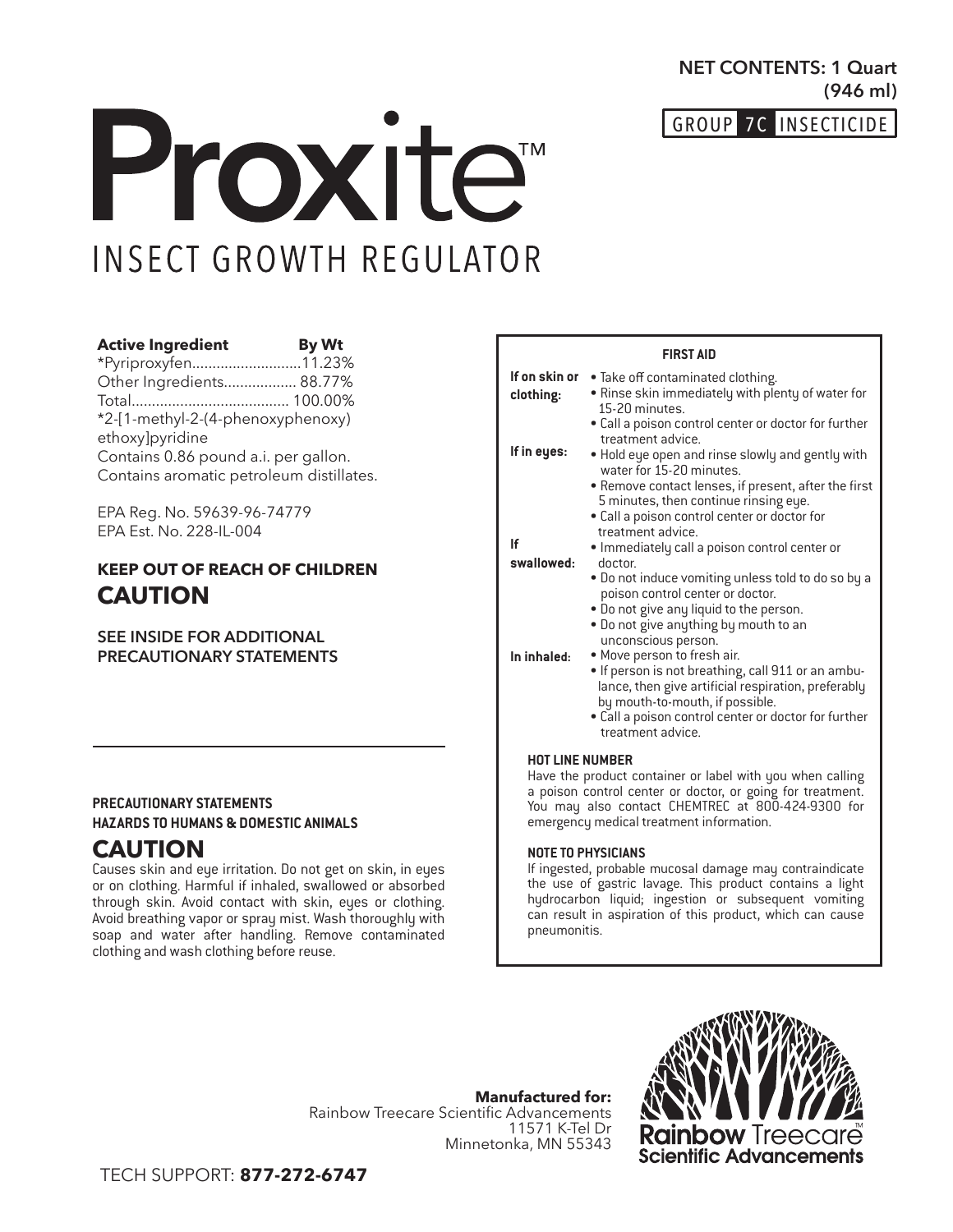NET CONTENTS: 1 Quart (946 ml)

GROUP 7C INSECTICIDE

# Proxite™

## INSECT GROWTH REGULATOR

| **Active Ingredient** | **By Wt** |
|---|---|
| *Pyriproxyfen | 11.23% |
| Other Ingredients | 88.77% |
| Total | 100.00% |

*2-[1-methyl-2-(4-phenoxyphenoxy) ethoxy]pyridine

Contains 0.86 pound a.i. per gallon.

Contains aromatic petroleum distillates.

EPA Reg. No. 59639-96-74779

EPA Est. No. 228-IL-004

**KEEP OUT OF REACH OF CHILDREN**

**CAUTION**

**SEE INSIDE FOR ADDITIONAL PRECAUTIONARY STATEMENTS**

### FIRST AID

**If on skin or clothing:**
- Take off contaminated clothing.
- Rinse skin immediately with plenty of water for 15-20 minutes.
- Call a poison control center or doctor for further treatment advice.

**If in eyes:**
- Hold eye open and rinse slowly and gently with water for 15-20 minutes.
- Remove contact lenses, if present, after the first 5 minutes, then continue rinsing eye.
- Call a poison control center or doctor for treatment advice.

**If swallowed:**
- Immediately call a poison control center or doctor.
- Do not induce vomiting unless told to do so by a poison control center or doctor.
- Do not give any liquid to the person.
- Do not give anything by mouth to an unconscious person.

**In inhaled:**
- Move person to fresh air.
- If person is not breathing, call 911 or an ambulance, then give artificial respiration, preferably by mouth-to-mouth, if possible.
- Call a poison control center or doctor for further treatment advice.

**HOT LINE NUMBER**

Have the product container or label with you when calling a poison control center or doctor, or going for treatment. You may also contact CHEMTREC at 800-424-9300 for emergency medical treatment information.

**NOTE TO PHYSICIANS**

If ingested, probable mucosal damage may contraindicate the use of gastric lavage. This product contains a light hydrocarbon liquid; ingestion or subsequent vomiting can result in aspiration of this product, which can cause pneumonitis.

### PRECAUTIONARY STATEMENTS

### HAZARDS TO HUMANS & DOMESTIC ANIMALS

**CAUTION**

Causes skin and eye irritation. Do not get on skin, in eyes or on clothing. Harmful if inhaled, swallowed or absorbed through skin. Avoid contact with skin, eyes or clothing. Avoid breathing vapor or spray mist. Wash thoroughly with soap and water after handling. Remove contaminated clothing and wash clothing before reuse.

**Manufactured for:**
Rainbow Treecare Scientific Advancements
11571 K-Tel Dr
Minnetonka, MN 55343

Rainbow Treecare™ Scientific Advancements

TECH SUPPORT: **877-272-6747**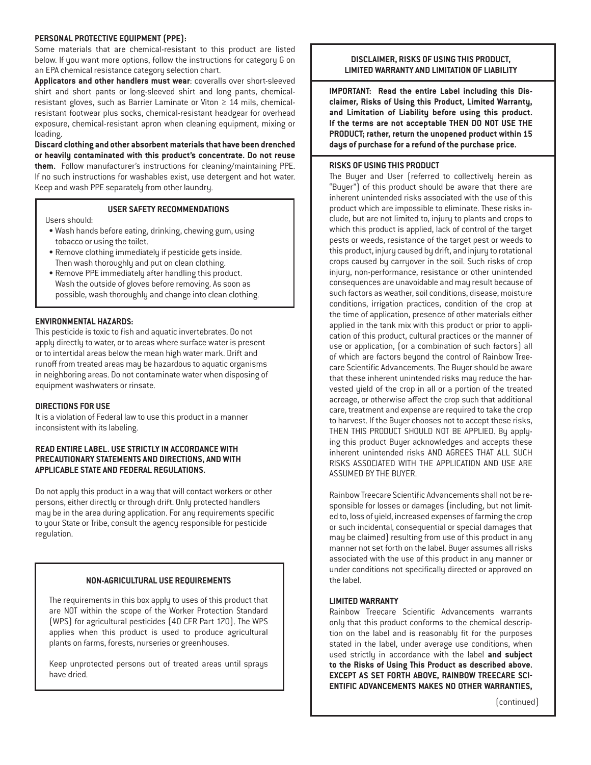**PERSONAL PROTECTIVE EQUIPMENT (PPE):**

Some materials that are chemical-resistant to this product are listed below. If you want more options, follow the instructions for category G on an EPA chemical resistance category selection chart.

**Applicators and other handlers must wear**: coveralls over short-sleeved shirt and short pants or long-sleeved shirt and long pants, chemical-resistant gloves, such as Barrier Laminate or Viton ≥ 14 mils, chemical-resistant footwear plus socks, chemical-resistant headgear for overhead exposure, chemical-resistant apron when cleaning equipment, mixing or loading.

**Discard clothing and other absorbent materials that have been drenched or heavily contaminated with this product's concentrate. Do not reuse them.** Follow manufacturer's instructions for cleaning/maintaining PPE. If no such instructions for washables exist, use detergent and hot water. Keep and wash PPE separately from other laundry.

**USER SAFETY RECOMMENDATIONS**

Users should:

- Wash hands before eating, drinking, chewing gum, using tobacco or using the toilet.
- Remove clothing immediately if pesticide gets inside. Then wash thoroughly and put on clean clothing.
- Remove PPE immediately after handling this product. Wash the outside of gloves before removing. As soon as possible, wash thoroughly and change into clean clothing.

**ENVIRONMENTAL HAZARDS:**

This pesticide is toxic to fish and aquatic invertebrates. Do not apply directly to water, or to areas where surface water is present or to intertidal areas below the mean high water mark. Drift and runoff from treated areas may be hazardous to aquatic organisms in neighboring areas. Do not contaminate water when disposing of equipment washwaters or rinsate.

**DIRECTIONS FOR USE**

It is a violation of Federal law to use this product in a manner inconsistent with its labeling.

**READ ENTIRE LABEL. USE STRICTLY IN ACCORDANCE WITH PRECAUTIONARY STATEMENTS AND DIRECTIONS, AND WITH APPLICABLE STATE AND FEDERAL REGULATIONS.**

Do not apply this product in a way that will contact workers or other persons, either directly or through drift. Only protected handlers may be in the area during application. For any requirements specific to your State or Tribe, consult the agency responsible for pesticide regulation.

**NON-AGRICULTURAL USE REQUIREMENTS**

The requirements in this box apply to uses of this product that are NOT within the scope of the Worker Protection Standard (WPS) for agricultural pesticides (40 CFR Part 170). The WPS applies when this product is used to produce agricultural plants on farms, forests, nurseries or greenhouses.

Keep unprotected persons out of treated areas until sprays have dried.

**DISCLAIMER, RISKS OF USING THIS PRODUCT, LIMITED WARRANTY AND LIMITATION OF LIABILITY**

**IMPORTANT: Read the entire Label including this Disclaimer, Risks of Using this Product, Limited Warranty, and Limitation of Liability before using this product. If the terms are not acceptable THEN DO NOT USE THE PRODUCT; rather, return the unopened product within 15 days of purchase for a refund of the purchase price.**

**RISKS OF USING THIS PRODUCT**

The Buyer and User (referred to collectively herein as "Buyer") of this product should be aware that there are inherent unintended risks associated with the use of this product which are impossible to eliminate. These risks include, but are not limited to, injury to plants and crops to which this product is applied, lack of control of the target pests or weeds, resistance of the target pest or weeds to this product, injury caused by drift, and injury to rotational crops caused by carryover in the soil. Such risks of crop injury, non-performance, resistance or other unintended consequences are unavoidable and may result because of such factors as weather, soil conditions, disease, moisture conditions, irrigation practices, condition of the crop at the time of application, presence of other materials either applied in the tank mix with this product or prior to application of this product, cultural practices or the manner of use or application, (or a combination of such factors) all of which are factors beyond the control of Rainbow Treecare Scientific Advancements. The Buyer should be aware that these inherent unintended risks may reduce the harvested yield of the crop in all or a portion of the treated acreage, or otherwise affect the crop such that additional care, treatment and expense are required to take the crop to harvest. If the Buyer chooses not to accept these risks, THEN THIS PRODUCT SHOULD NOT BE APPLIED. By applying this product Buyer acknowledges and accepts these inherent unintended risks AND AGREES THAT ALL SUCH RISKS ASSOCIATED WITH THE APPLICATION AND USE ARE ASSUMED BY THE BUYER.

Rainbow Treecare Scientific Advancements shall not be responsible for losses or damages (including, but not limited to, loss of yield, increased expenses of farming the crop or such incidental, consequential or special damages that may be claimed) resulting from use of this product in any manner not set forth on the label. Buyer assumes all risks associated with the use of this product in any manner or under conditions not specifically directed or approved on the label.

**LIMITED WARRANTY**

Rainbow Treecare Scientific Advancements warrants only that this product conforms to the chemical description on the label and is reasonably fit for the purposes stated in the label, under average use conditions, when used strictly in accordance with the label **and subject to the Risks of Using This Product as described above. EXCEPT AS SET FORTH ABOVE, RAINBOW TREECARE SCIENTIFIC ADVANCEMENTS MAKES NO OTHER WARRANTIES,**

(continued)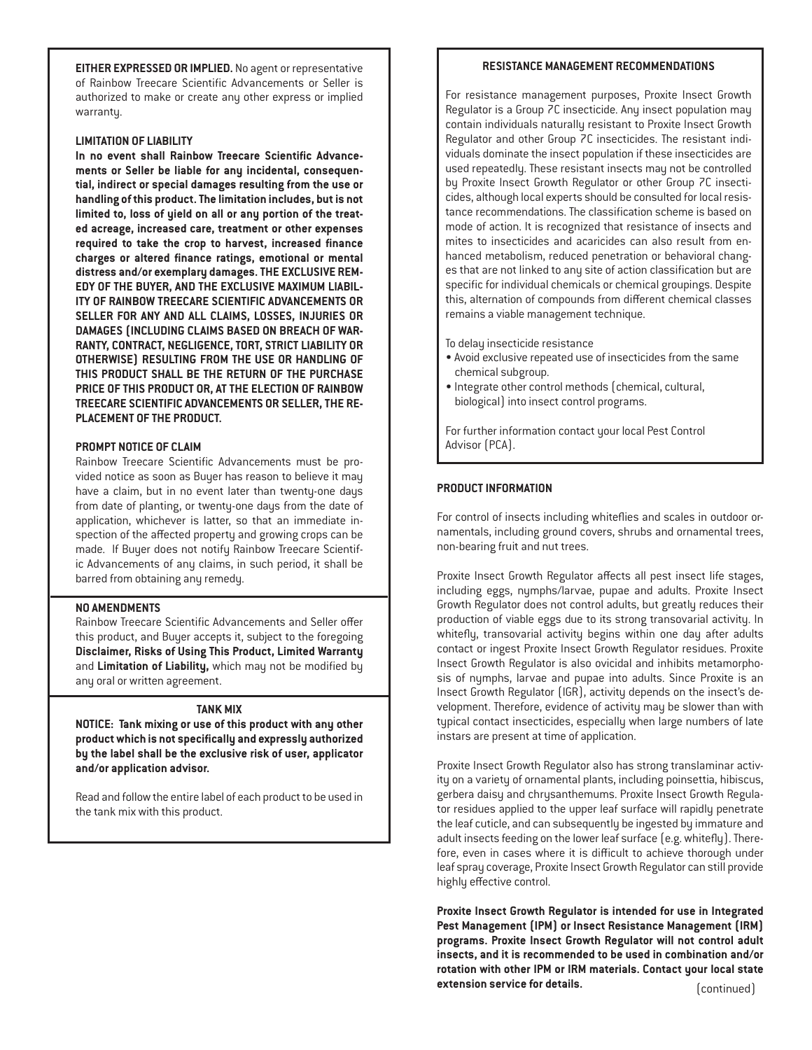**EITHER EXPRESSED OR IMPLIED.** No agent or representative of Rainbow Treecare Scientific Advancements or Seller is authorized to make or create any other express or implied warranty.

#### LIMITATION OF LIABILITY

**In no event shall Rainbow Treecare Scientific Advancements or Seller be liable for any incidental, consequential, indirect or special damages resulting from the use or handling of this product. The limitation includes, but is not limited to, loss of yield on all or any portion of the treated acreage, increased care, treatment or other expenses required to take the crop to harvest, increased finance charges or altered finance ratings, emotional or mental distress and/or exemplary damages. THE EXCLUSIVE REMEDY OF THE BUYER, AND THE EXCLUSIVE MAXIMUM LIABILITY OF RAINBOW TREECARE SCIENTIFIC ADVANCEMENTS OR SELLER FOR ANY AND ALL CLAIMS, LOSSES, INJURIES OR DAMAGES (INCLUDING CLAIMS BASED ON BREACH OF WARRANTY, CONTRACT, NEGLIGENCE, TORT, STRICT LIABILITY OR OTHERWISE) RESULTING FROM THE USE OR HANDLING OF THIS PRODUCT SHALL BE THE RETURN OF THE PURCHASE PRICE OF THIS PRODUCT OR, AT THE ELECTION OF RAINBOW TREECARE SCIENTIFIC ADVANCEMENTS OR SELLER, THE REPLACEMENT OF THE PRODUCT.**

#### PROMPT NOTICE OF CLAIM

Rainbow Treecare Scientific Advancements must be provided notice as soon as Buyer has reason to believe it may have a claim, but in no event later than twenty-one days from date of planting, or twenty-one days from the date of application, whichever is latter, so that an immediate inspection of the affected property and growing crops can be made. If Buyer does not notify Rainbow Treecare Scientific Advancements of any claims, in such period, it shall be barred from obtaining any remedy.

#### NO AMENDMENTS

Rainbow Treecare Scientific Advancements and Seller offer this product, and Buyer accepts it, subject to the foregoing **Disclaimer, Risks of Using This Product, Limited Warranty** and **Limitation of Liability,** which may not be modified by any oral or written agreement.

#### TANK MIX

**NOTICE: Tank mixing or use of this product with any other product which is not specifically and expressly authorized by the label shall be the exclusive risk of user, applicator and/or application advisor.**

Read and follow the entire label of each product to be used in the tank mix with this product.

#### RESISTANCE MANAGEMENT RECOMMENDATIONS

For resistance management purposes, Proxite Insect Growth Regulator is a Group 7C insecticide. Any insect population may contain individuals naturally resistant to Proxite Insect Growth Regulator and other Group 7C insecticides. The resistant individuals dominate the insect population if these insecticides are used repeatedly. These resistant insects may not be controlled by Proxite Insect Growth Regulator or other Group 7C insecticides, although local experts should be consulted for local resistance recommendations. The classification scheme is based on mode of action. It is recognized that resistance of insects and mites to insecticides and acaricides can also result from enhanced metabolism, reduced penetration or behavioral changes that are not linked to any site of action classification but are specific for individual chemicals or chemical groupings. Despite this, alternation of compounds from different chemical classes remains a viable management technique.

To delay insecticide resistance

- Avoid exclusive repeated use of insecticides from the same chemical subgroup.
- Integrate other control methods (chemical, cultural, biological) into insect control programs.

For further information contact your local Pest Control Advisor (PCA).

#### PRODUCT INFORMATION

For control of insects including whiteflies and scales in outdoor ornamentals, including ground covers, shrubs and ornamental trees, non-bearing fruit and nut trees.

Proxite Insect Growth Regulator affects all pest insect life stages, including eggs, nymphs/larvae, pupae and adults. Proxite Insect Growth Regulator does not control adults, but greatly reduces their production of viable eggs due to its strong transovarial activity. In whitefly, transovarial activity begins within one day after adults contact or ingest Proxite Insect Growth Regulator residues. Proxite Insect Growth Regulator is also ovicidal and inhibits metamorphosis of nymphs, larvae and pupae into adults. Since Proxite is an Insect Growth Regulator (IGR), activity depends on the insect's development. Therefore, evidence of activity may be slower than with typical contact insecticides, especially when large numbers of late instars are present at time of application.

Proxite Insect Growth Regulator also has strong translaminar activity on a variety of ornamental plants, including poinsettia, hibiscus, gerbera daisy and chrysanthemums. Proxite Insect Growth Regulator residues applied to the upper leaf surface will rapidly penetrate the leaf cuticle, and can subsequently be ingested by immature and adult insects feeding on the lower leaf surface (e.g. whitefly). Therefore, even in cases where it is difficult to achieve thorough under leaf spray coverage, Proxite Insect Growth Regulator can still provide highly effective control.

**Proxite Insect Growth Regulator is intended for use in Integrated Pest Management (IPM) or Insect Resistance Management (IRM) programs. Proxite Insect Growth Regulator will not control adult insects, and it is recommended to be used in combination and/or rotation with other IPM or IRM materials. Contact your local state extension service for details.**

(continued)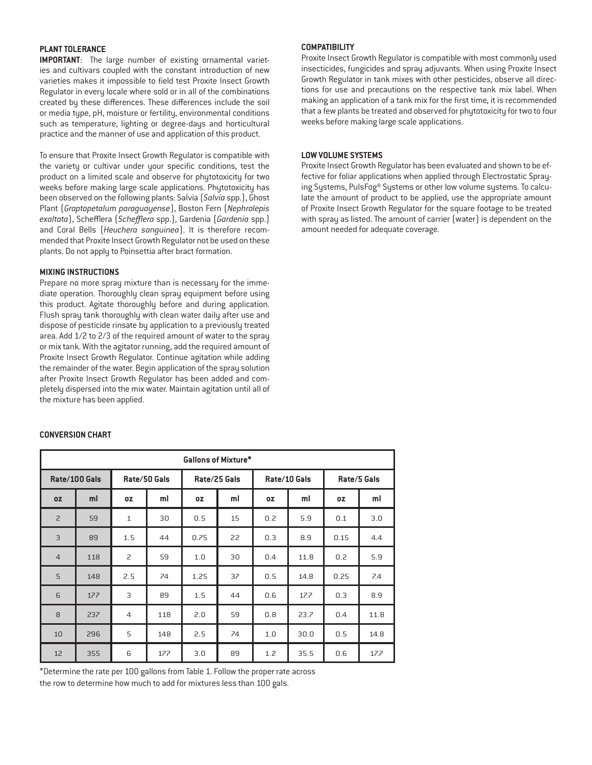## PLANT TOLERANCE

**IMPORTANT**: The large number of existing ornamental varieties and cultivars coupled with the constant introduction of new varieties makes it impossible to field test Proxite Insect Growth Regulator in every locale where sold or in all of the combinations created by these differences. These differences include the soil or media type, pH, moisture or fertility, environmental conditions such as temperature, lighting or degree-days and horticultural practice and the manner of use and application of this product.

To ensure that Proxite Insect Growth Regulator is compatible with the variety or cultivar under your specific conditions, test the product on a limited scale and observe for phytotoxicity for two weeks before making large scale applications. Phytotoxicity has been observed on the following plants: Salvia (*Salvia* spp.), Ghost Plant (*Graptopetalum paraguayense*), Boston Fern (*Nephrolepis exaltata*), Schefflera (*Schefflera* spp.), Gardenia (*Gardenia* spp.) and Coral Bells (*Heuchera sanguinea*). It is therefore recommended that Proxite Insect Growth Regulator not be used on these plants. Do not apply to Poinsettia after bract formation.

## MIXING INSTRUCTIONS

Prepare no more spray mixture than is necessary for the immediate operation. Thoroughly clean spray equipment before using this product. Agitate thoroughly before and during application. Flush spray tank thoroughly with clean water daily after use and dispose of pesticide rinsate by application to a previously treated area. Add 1/2 to 2/3 of the required amount of water to the spray or mix tank. With the agitator running, add the required amount of Proxite Insect Growth Regulator. Continue agitation while adding the remainder of the water. Begin application of the spray solution after Proxite Insect Growth Regulator has been added and completely dispersed into the mix water. Maintain agitation until all of the mixture has been applied.

## CONVERSION CHART

| Gallons of Mixture* | | | | | | | | | |
|---|---|---|---|---|---|---|---|---|---|
| Rate/100 Gals | | Rate/50 Gals | | Rate/25 Gals | | Rate/10 Gals | | Rate/5 Gals | |
| oz | ml | oz | ml | oz | ml | oz | ml | oz | ml |
| 2 | 59 | 1 | 30 | 0.5 | 15 | 0.2 | 5.9 | 0.1 | 3.0 |
| 3 | 89 | 1.5 | 44 | 0.75 | 22 | 0.3 | 8.9 | 0.15 | 4.4 |
| 4 | 118 | 2 | 59 | 1.0 | 30 | 0.4 | 11.8 | 0.2 | 5.9 |
| 5 | 148 | 2.5 | 74 | 1.25 | 37 | 0.5 | 14.8 | 0.25 | 7.4 |
| 6 | 177 | 3 | 89 | 1.5 | 44 | 0.6 | 17.7 | 0.3 | 8.9 |
| 8 | 237 | 4 | 118 | 2.0 | 59 | 0.8 | 23.7 | 0.4 | 11.8 |
| 10 | 296 | 5 | 148 | 2.5 | 74 | 1.0 | 30.0 | 0.5 | 14.8 |
| 12 | 355 | 6 | 177 | 3.0 | 89 | 1.2 | 35.5 | 0.6 | 17.7 |

*Determine the rate per 100 gallons from Table 1. Follow the proper rate across the row to determine how much to add for mixtures less than 100 gals.

## COMPATIBILITY

Proxite Insect Growth Regulator is compatible with most commonly used insecticides, fungicides and spray adjuvants. When using Proxite Insect Growth Regulator in tank mixes with other pesticides, observe all directions for use and precautions on the respective tank mix label. When making an application of a tank mix for the first time, it is recommended that a few plants be treated and observed for phytotoxicity for two to four weeks before making large scale applications.

## LOW VOLUME SYSTEMS

Proxite Insect Growth Regulator has been evaluated and shown to be effective for foliar applications when applied through Electrostatic Spraying Systems, PulsFog® Systems or other low volume systems. To calculate the amount of product to be applied, use the appropriate amount of Proxite Insect Growth Regulator for the square footage to be treated with spray as listed. The amount of carrier (water) is dependent on the amount needed for adequate coverage.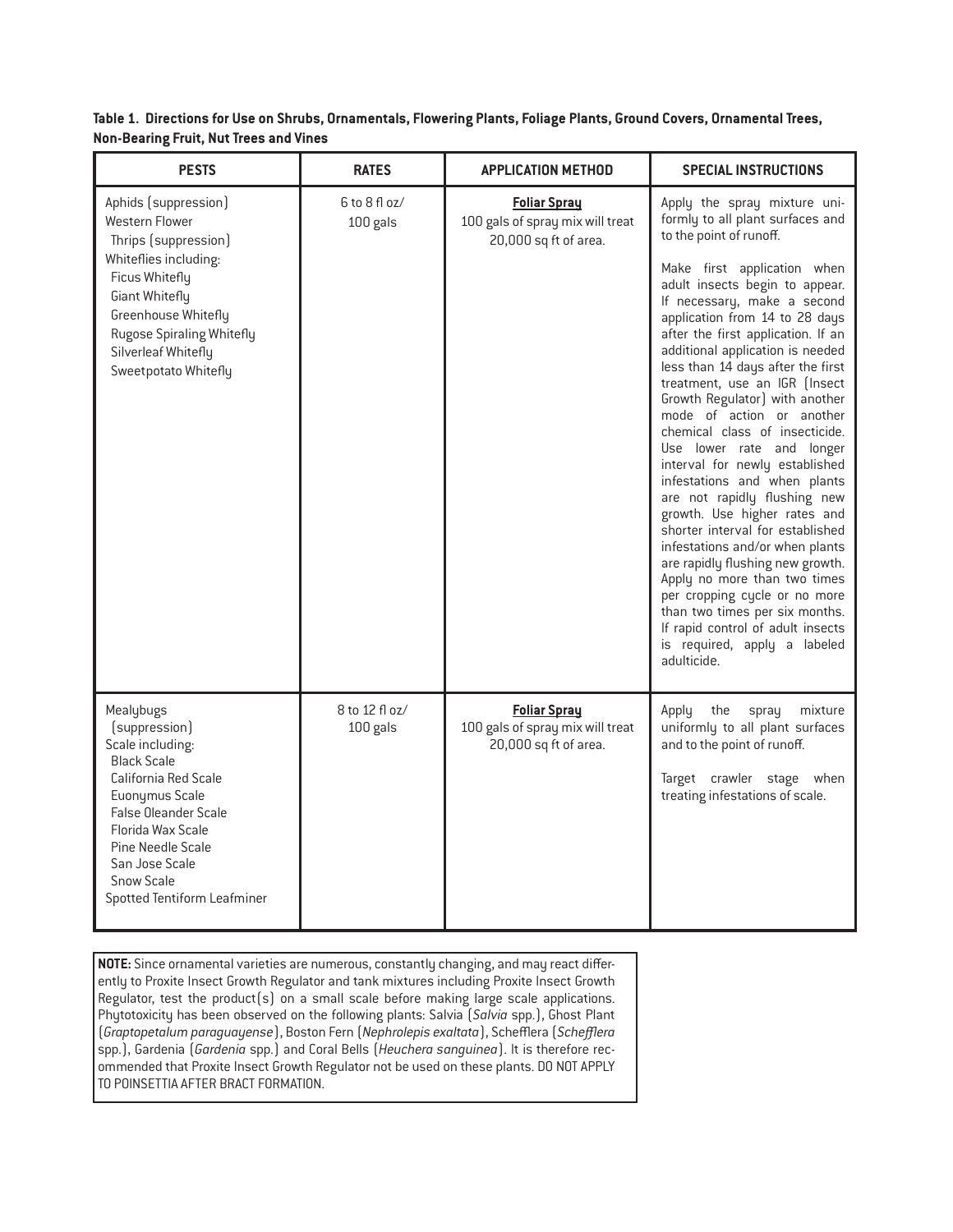**Table 1. Directions for Use on Shrubs, Ornamentals, Flowering Plants, Foliage Plants, Ground Covers, Ornamental Trees, Non-Bearing Fruit, Nut Trees and Vines**

| PESTS | RATES | APPLICATION METHOD | SPECIAL INSTRUCTIONS |
|---|---|---|---|
| Aphids (suppression)<br>Western Flower Thrips (suppression)<br>Whiteflies including:<br>Ficus Whitefly<br>Giant Whitefly<br>Greenhouse Whitefly<br>Rugose Spiraling Whitefly<br>Silverleaf Whitefly<br>Sweetpotato Whitefly | 6 to 8 fl oz/ 100 gals | **Foliar Spray**<br>100 gals of spray mix will treat 20,000 sq ft of area. | Apply the spray mixture uniformly to all plant surfaces and to the point of runoff.<br><br>Make first application when adult insects begin to appear. If necessary, make a second application from 14 to 28 days after the first application. If an additional application is needed less than 14 days after the first treatment, use an IGR (Insect Growth Regulator) with another mode of action or another chemical class of insecticide. Use lower rate and longer interval for newly established infestations and when plants are not rapidly flushing new growth. Use higher rates and shorter interval for established infestations and/or when plants are rapidly flushing new growth. Apply no more than two times per cropping cycle or no more than two times per six months. If rapid control of adult insects is required, apply a labeled adulticide. |
| Mealybugs (suppression)<br>Scale including:<br>Black Scale<br>California Red Scale<br>Euonymus Scale<br>False Oleander Scale<br>Florida Wax Scale<br>Pine Needle Scale<br>San Jose Scale<br>Snow Scale<br>Spotted Tentiform Leafminer | 8 to 12 fl oz/ 100 gals | **Foliar Spray**<br>100 gals of spray mix will treat 20,000 sq ft of area. | Apply the spray mixture uniformly to all plant surfaces and to the point of runoff.<br><br>Target crawler stage when treating infestations of scale. |

**NOTE:** Since ornamental varieties are numerous, constantly changing, and may react differently to Proxite Insect Growth Regulator and tank mixtures including Proxite Insect Growth Regulator, test the product(s) on a small scale before making large scale applications. Phytotoxicity has been observed on the following plants: Salvia (*Salvia* spp.), Ghost Plant (*Graptopetalum paraguayense*), Boston Fern (*Nephrolepis exaltata*), Schefflera (*Schefflera* spp.), Gardenia (*Gardenia* spp.) and Coral Bells (*Heuchera sanguinea*). It is therefore recommended that Proxite Insect Growth Regulator not be used on these plants. DO NOT APPLY TO POINSETTIA AFTER BRACT FORMATION.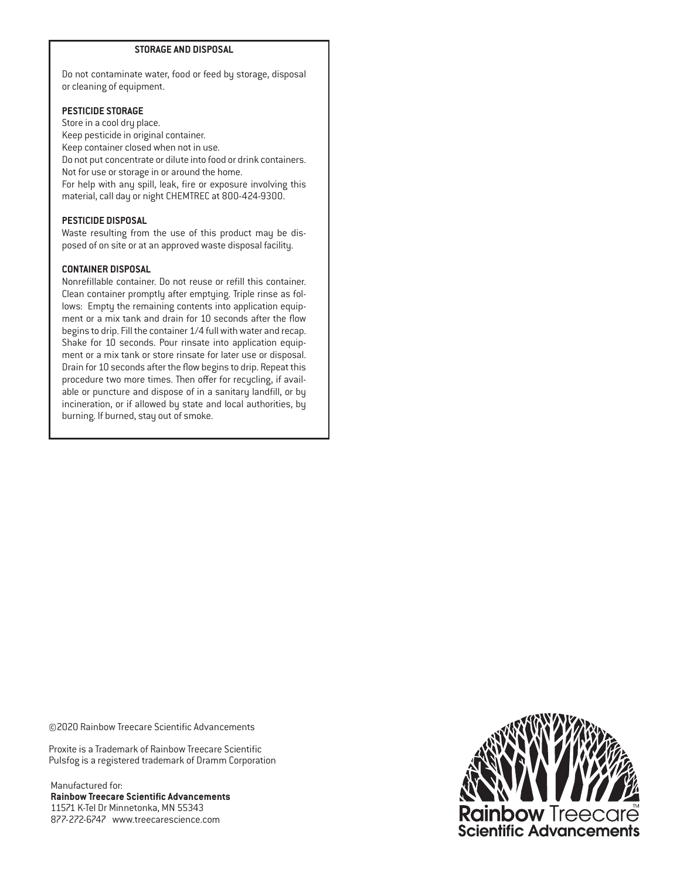## STORAGE AND DISPOSAL

Do not contaminate water, food or feed by storage, disposal or cleaning of equipment.

### PESTICIDE STORAGE

Store in a cool dry place.
Keep pesticide in original container.
Keep container closed when not in use.
Do not put concentrate or dilute into food or drink containers.
Not for use or storage in or around the home.
For help with any spill, leak, fire or exposure involving this material, call day or night CHEMTREC at 800-424-9300.

### PESTICIDE DISPOSAL

Waste resulting from the use of this product may be disposed of on site or at an approved waste disposal facility.

### CONTAINER DISPOSAL

Nonrefillable container. Do not reuse or refill this container. Clean container promptly after emptying. Triple rinse as follows: Empty the remaining contents into application equipment or a mix tank and drain for 10 seconds after the flow begins to drip. Fill the container 1/4 full with water and recap. Shake for 10 seconds. Pour rinsate into application equipment or a mix tank or store rinsate for later use or disposal. Drain for 10 seconds after the flow begins to drip. Repeat this procedure two more times. Then offer for recycling, if available or puncture and dispose of in a sanitary landfill, or by incineration, or if allowed by state and local authorities, by burning. If burned, stay out of smoke.

©2020 Rainbow Treecare Scientific Advancements

Proxite is a Trademark of Rainbow Treecare Scientific
Pulsfog is a registered trademark of Dramm Corporation

Manufactured for:
**Rainbow Treecare Scientific Advancements**
11571 K-Tel Dr Minnetonka, MN 55343
877-272-6747 www.treecarescience.com

**Rainbow** Treecare™
**Scientific Advancements**